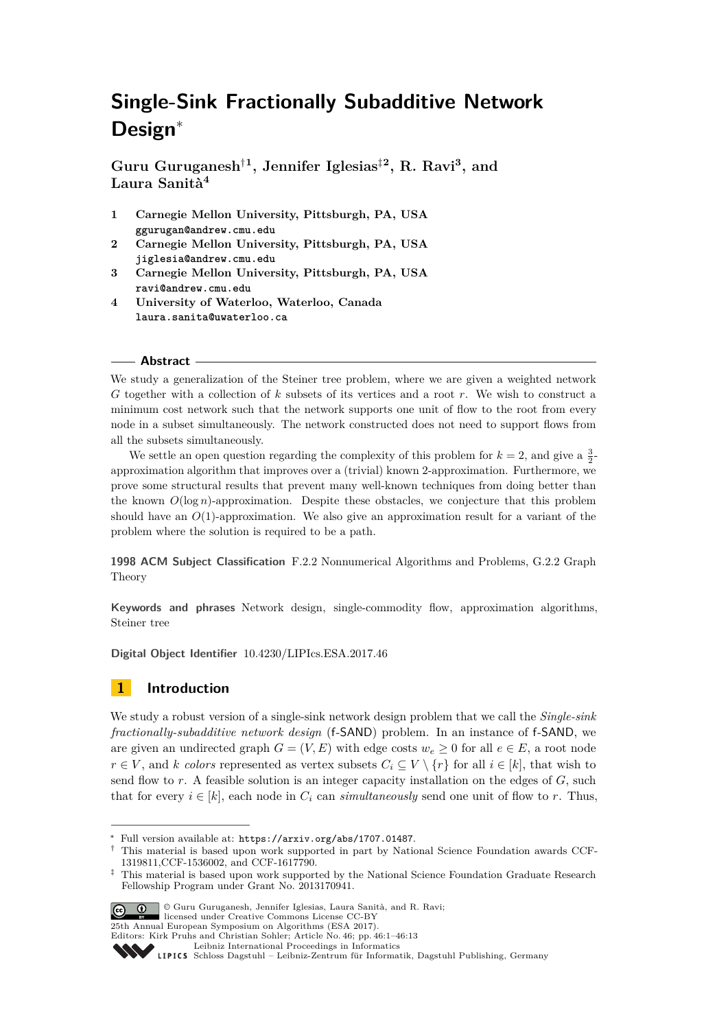# Single-Sink Fractionally Subadditive Network Design*

**Guru Guruganesh[†1], Jennifer Iglesias[‡2], R. Ravi[3], and Laura Sanità[4]**

1. **Carnegie Mellon University, Pittsburgh, PA, USA**
   ggurugan@andrew.cmu.edu
2. **Carnegie Mellon University, Pittsburgh, PA, USA**
   jiglesia@andrew.cmu.edu
3. **Carnegie Mellon University, Pittsburgh, PA, USA**
   ravi@andrew.cmu.edu
4. **University of Waterloo, Waterloo, Canada**
   laura.sanita@uwaterloo.ca

## Abstract

We study a generalization of the Steiner tree problem, where we are given a weighted network $G$ together with a collection of $k$ subsets of its vertices and a root $r$. We wish to construct a minimum cost network such that the network supports one unit of flow to the root from every node in a subset simultaneously. The network constructed does not need to support flows from all the subsets simultaneously.

We settle an open question regarding the complexity of this problem for $k = 2$, and give a $\frac{3}{2}$-approximation algorithm that improves over a (trivial) known 2-approximation. Furthermore, we prove some structural results that prevent many well-known techniques from doing better than the known $O(\log n)$-approximation. Despite these obstacles, we conjecture that this problem should have an $O(1)$-approximation. We also give an approximation result for a variant of the problem where the solution is required to be a path.

**1998 ACM Subject Classification** F.2.2 Nonnumerical Algorithms and Problems, G.2.2 Graph Theory

**Keywords and phrases** Network design, single-commodity flow, approximation algorithms, Steiner tree

**Digital Object Identifier** 10.4230/LIPIcs.ESA.2017.46

## 1 Introduction

We study a robust version of a single-sink network design problem that we call the *Single-sink fractionally-subadditive network design* (f-SAND) problem. In an instance of f-SAND, we are given an undirected graph $G = (V, E)$ with edge costs $w_e \geq 0$ for all $e \in E$, a root node $r \in V$, and $k$ *colors* represented as vertex subsets $C_i \subseteq V \setminus \{r\}$ for all $i \in [k]$, that wish to send flow to $r$. A feasible solution is an integer capacity installation on the edges of $G$, such that for every $i \in [k]$, each node in $C_i$ can *simultaneously* send one unit of flow to $r$. Thus,

---

* Full version available at: https://arxiv.org/abs/1707.01487.

† This material is based upon work supported in part by National Science Foundation awards CCF-1319811,CCF-1536002, and CCF-1617790.

‡ This material is based upon work supported by the National Science Foundation Graduate Research Fellowship Program under Grant No. 2013170941.

© Guru Guruganesh, Jennifer Iglesias, Laura Sanità, and R. Ravi; licensed under Creative Commons License CC-BY
25th Annual European Symposium on Algorithms (ESA 2017).
Editors: Kirk Pruhs and Christian Sohler; Article No. 46; pp. 46:1–46:13
Leibniz International Proceedings in Informatics
Schloss Dagstuhl – Leibniz-Zentrum für Informatik, Dagstuhl Publishing, Germany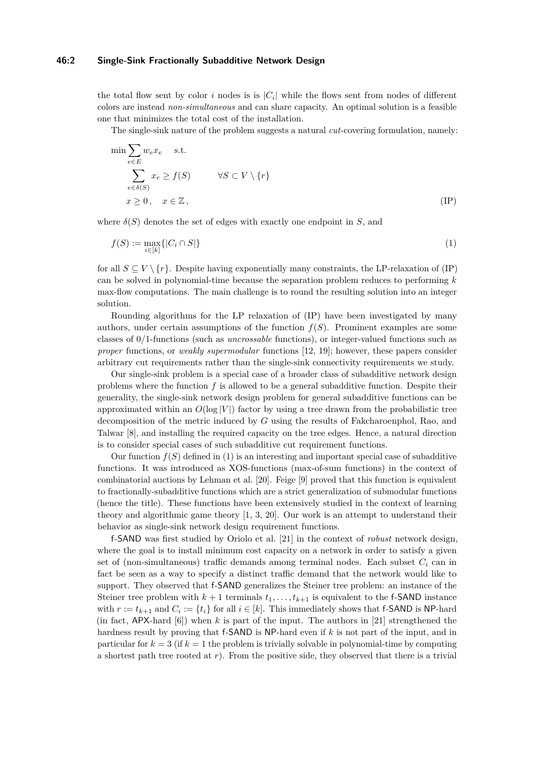the total flow sent by color $i$ nodes is is $|C_i|$ while the flows sent from nodes of different colors are instead *non-simultaneous* and can share capacity. An optimal solution is a feasible one that minimizes the total cost of the installation.

The single-sink nature of the problem suggests a natural *cut*-covering formulation, namely:

$$
\begin{aligned}
\min \sum_{e \in E} w_e x_e \quad & \text{s.t.} \\
\sum_{e \in \delta(S)} x_e \geq f(S) \qquad & \forall S \subset V \setminus \{r\} \\
x \geq 0\,, \quad x \in \mathbb{Z}\,, &
\end{aligned}
\tag{IP}
$$

where $\delta(S)$ denotes the set of edges with exactly one endpoint in $S$, and

$$
f(S) := \max_{i \in [k]} \{|C_i \cap S|\} \tag{1}
$$

for all $S \subseteq V \setminus \{r\}$. Despite having exponentially many constraints, the LP-relaxation of (IP) can be solved in polynomial-time because the separation problem reduces to performing $k$ max-flow computations. The main challenge is to round the resulting solution into an integer solution.

Rounding algorithms for the LP relaxation of (IP) have been investigated by many authors, under certain assumptions of the function $f(S)$. Prominent examples are some classes of 0/1-functions (such as *uncrossable* functions), or integer-valued functions such as *proper* functions, or *weakly supermodular* functions [12, 19]; however, these papers consider arbitrary cut requirements rather than the single-sink connectivity requirements we study.

Our single-sink problem is a special case of a broader class of subadditive network design problems where the function $f$ is allowed to be a general subadditive function. Despite their generality, the single-sink network design problem for general subadditive functions can be approximated within an $O(\log |V|)$ factor by using a tree drawn from the probabilistic tree decomposition of the metric induced by $G$ using the results of Fakcharoenphol, Rao, and Talwar [8], and installing the required capacity on the tree edges. Hence, a natural direction is to consider special cases of such subadditive cut requirement functions.

Our function $f(S)$ defined in (1) is an interesting and important special case of subadditive functions. It was introduced as XOS-functions (max-of-sum functions) in the context of combinatorial auctions by Lehman et al. [20]. Feige [9] proved that this function is equivalent to fractionally-subadditive functions which are a strict generalization of submodular functions (hence the title). These functions have been extensively studied in the context of learning theory and algorithmic game theory [1, 3, 20]. Our work is an attempt to understand their behavior as single-sink network design requirement functions.

f-SAND was first studied by Oriolo et al. [21] in the context of *robust* network design, where the goal is to install minimum cost capacity on a network in order to satisfy a given set of (non-simultaneous) traffic demands among terminal nodes. Each subset $C_i$ can in fact be seen as a way to specify a distinct traffic demand that the network would like to support. They observed that f-SAND generalizes the Steiner tree problem: an instance of the Steiner tree problem with $k+1$ terminals $t_1, \ldots, t_{k+1}$ is equivalent to the f-SAND instance with $r := t_{k+1}$ and $C_i := \{t_i\}$ for all $i \in [k]$. This immediately shows that f-SAND is NP-hard (in fact, APX-hard [6]) when $k$ is part of the input. The authors in [21] strengthened the hardness result by proving that f-SAND is NP-hard even if $k$ is not part of the input, and in particular for $k = 3$ (if $k = 1$ the problem is trivially solvable in polynomial-time by computing a shortest path tree rooted at $r$). From the positive side, they observed that there is a trivial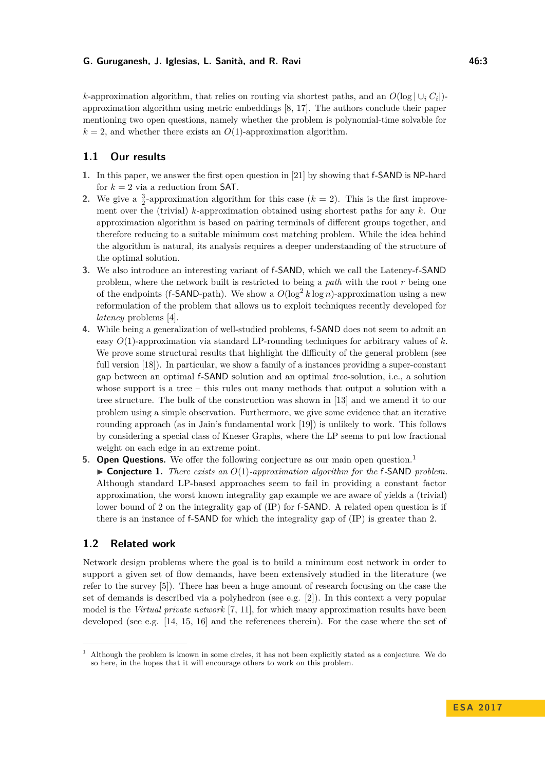$k$-approximation algorithm, that relies on routing via shortest paths, and an $O(\log |\cup_i C_i|)$-approximation algorithm using metric embeddings [8, 17]. The authors conclude their paper mentioning two open questions, namely whether the problem is polynomial-time solvable for $k = 2$, and whether there exists an $O(1)$-approximation algorithm.

## 1.1 Our results

1. In this paper, we answer the first open question in [21] by showing that f-SAND is NP-hard for $k = 2$ via a reduction from SAT.
2. We give a $\frac{3}{2}$-approximation algorithm for this case ($k = 2$). This is the first improvement over the (trivial) $k$-approximation obtained using shortest paths for any $k$. Our approximation algorithm is based on pairing terminals of different groups together, and therefore reducing to a suitable minimum cost matching problem. While the idea behind the algorithm is natural, its analysis requires a deeper understanding of the structure of the optimal solution.
3. We also introduce an interesting variant of f-SAND, which we call the Latency-f-SAND problem, where the network built is restricted to being a *path* with the root $r$ being one of the endpoints (f-SAND-path). We show a $O(\log^2 k \log n)$-approximation using a new reformulation of the problem that allows us to exploit techniques recently developed for *latency* problems [4].
4. While being a generalization of well-studied problems, f-SAND does not seem to admit an easy $O(1)$-approximation via standard LP-rounding techniques for arbitrary values of $k$. We prove some structural results that highlight the difficulty of the general problem (see full version [18]). In particular, we show a family of a instances providing a super-constant gap between an optimal f-SAND solution and an optimal *tree*-solution, i.e., a solution whose support is a tree – this rules out many methods that output a solution with a tree structure. The bulk of the construction was shown in [13] and we amend it to our problem using a simple observation. Furthermore, we give some evidence that an iterative rounding approach (as in Jain's fundamental work [19]) is unlikely to work. This follows by considering a special class of Kneser Graphs, where the LP seems to put low fractional weight on each edge in an extreme point.
5. **Open Questions.** We offer the following conjecture as our main open question.[1]
   ▶ **Conjecture 1.** *There exists an $O(1)$-approximation algorithm for the f-SAND problem.*
   Although standard LP-based approaches seem to fail in providing a constant factor approximation, the worst known integrality gap example we are aware of yields a (trivial) lower bound of 2 on the integrality gap of (IP) for f-SAND. A related open question is if there is an instance of f-SAND for which the integrality gap of (IP) is greater than 2.

## 1.2 Related work

Network design problems where the goal is to build a minimum cost network in order to support a given set of flow demands, have been extensively studied in the literature (we refer to the survey [5]). There has been a huge amount of research focusing on the case the set of demands is described via a polyhedron (see e.g. [2]). In this context a very popular model is the *Virtual private network* [7, 11], for which many approximation results have been developed (see e.g. [14, 15, 16] and the references therein). For the case where the set of

[1] Although the problem is known in some circles, it has not been explicitly stated as a conjecture. We do so here, in the hopes that it will encourage others to work on this problem.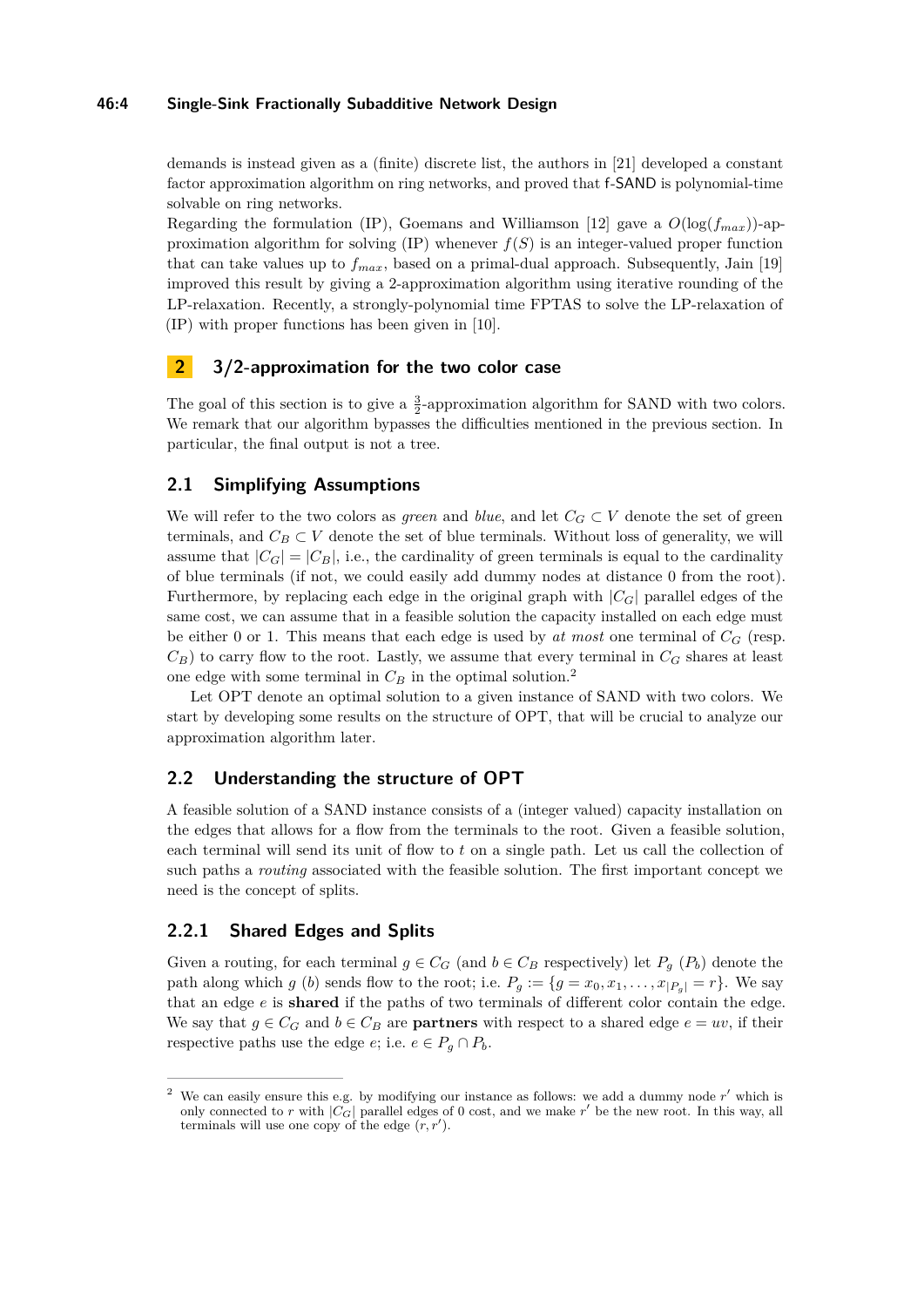demands is instead given as a (finite) discrete list, the authors in [21] developed a constant factor approximation algorithm on ring networks, and proved that f-SAND is polynomial-time solvable on ring networks.

Regarding the formulation (IP), Goemans and Williamson [12] gave a $O(\log(f_{max}))$-approximation algorithm for solving (IP) whenever $f(S)$ is an integer-valued proper function that can take values up to $f_{max}$, based on a primal-dual approach. Subsequently, Jain [19] improved this result by giving a 2-approximation algorithm using iterative rounding of the LP-relaxation. Recently, a strongly-polynomial time FPTAS to solve the LP-relaxation of (IP) with proper functions has been given in [10].

## 2 3/2-approximation for the two color case

The goal of this section is to give a $\frac{3}{2}$-approximation algorithm for SAND with two colors. We remark that our algorithm bypasses the difficulties mentioned in the previous section. In particular, the final output is not a tree.

### 2.1 Simplifying Assumptions

We will refer to the two colors as *green* and *blue*, and let $C_G \subset V$ denote the set of green terminals, and $C_B \subset V$ denote the set of blue terminals. Without loss of generality, we will assume that $|C_G| = |C_B|$, i.e., the cardinality of green terminals is equal to the cardinality of blue terminals (if not, we could easily add dummy nodes at distance 0 from the root). Furthermore, by replacing each edge in the original graph with $|C_G|$ parallel edges of the same cost, we can assume that in a feasible solution the capacity installed on each edge must be either 0 or 1. This means that each edge is used by *at most* one terminal of $C_G$ (resp. $C_B$) to carry flow to the root. Lastly, we assume that every terminal in $C_G$ shares at least one edge with some terminal in $C_B$ in the optimal solution.[2]

Let OPT denote an optimal solution to a given instance of SAND with two colors. We start by developing some results on the structure of OPT, that will be crucial to analyze our approximation algorithm later.

### 2.2 Understanding the structure of OPT

A feasible solution of a SAND instance consists of a (integer valued) capacity installation on the edges that allows for a flow from the terminals to the root. Given a feasible solution, each terminal will send its unit of flow to $t$ on a single path. Let us call the collection of such paths a *routing* associated with the feasible solution. The first important concept we need is the concept of splits.

#### 2.2.1 Shared Edges and Splits

Given a routing, for each terminal $g \in C_G$ (and $b \in C_B$ respectively) let $P_g$ ($P_b$) denote the path along which $g$ ($b$) sends flow to the root; i.e. $P_g := \{g = x_0, x_1, \ldots, x_{|P_g|} = r\}$. We say that an edge $e$ is **shared** if the paths of two terminals of different color contain the edge. We say that $g \in C_G$ and $b \in C_B$ are **partners** with respect to a shared edge $e = uv$, if their respective paths use the edge $e$; i.e. $e \in P_g \cap P_b$.

[2] We can easily ensure this e.g. by modifying our instance as follows: we add a dummy node $r'$ which is only connected to $r$ with $|C_G|$ parallel edges of 0 cost, and we make $r'$ be the new root. In this way, all terminals will use one copy of the edge $(r, r')$.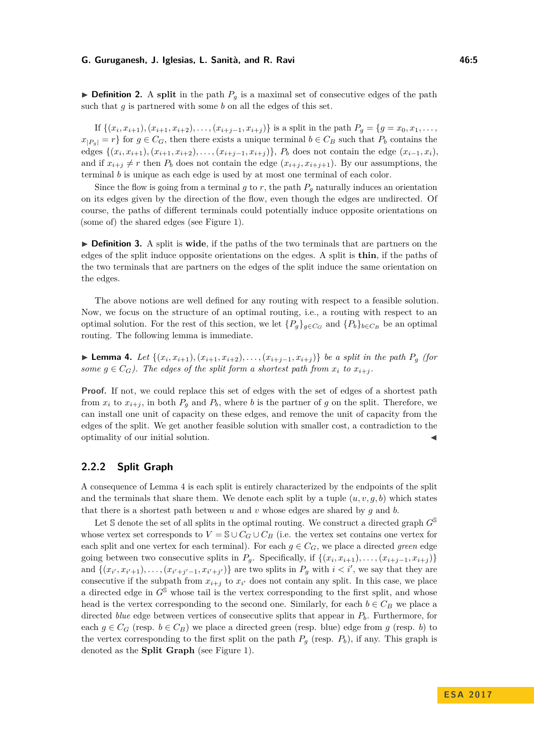▶ **Definition 2.** A **split** in the path $P_g$ is a maximal set of consecutive edges of the path such that $g$ is partnered with some $b$ on all the edges of this set.

If $\{(x_i, x_{i+1}), (x_{i+1}, x_{i+2}), \ldots, (x_{i+j-1}, x_{i+j})\}$ is a split in the path $P_g = \{g = x_0, x_1, \ldots, x_{|P_g|} = r\}$ for $g \in C_G$, then there exists a unique terminal $b \in C_B$ such that $P_b$ contains the edges $\{(x_i, x_{i+1}), (x_{i+1}, x_{i+2}), \ldots, (x_{i+j-1}, x_{i+j})\}$, $P_b$ does not contain the edge $(x_{i-1}, x_i)$, and if $x_{i+j} \neq r$ then $P_b$ does not contain the edge $(x_{i+j}, x_{i+j+1})$. By our assumptions, the terminal $b$ is unique as each edge is used by at most one terminal of each color.

Since the flow is going from a terminal $g$ to $r$, the path $P_g$ naturally induces an orientation on its edges given by the direction of the flow, even though the edges are undirected. Of course, the paths of different terminals could potentially induce opposite orientations on (some of) the shared edges (see Figure 1).

▶ **Definition 3.** A split is **wide**, if the paths of the two terminals that are partners on the edges of the split induce opposite orientations on the edges. A split is **thin**, if the paths of the two terminals that are partners on the edges of the split induce the same orientation on the edges.

The above notions are well defined for any routing with respect to a feasible solution. Now, we focus on the structure of an optimal routing, i.e., a routing with respect to an optimal solution. For the rest of this section, we let $\{P_g\}_{g \in C_G}$ and $\{P_b\}_{b \in C_B}$ be an optimal routing. The following lemma is immediate.

▶ **Lemma 4.** *Let $\{(x_i, x_{i+1}), (x_{i+1}, x_{i+2}), \ldots, (x_{i+j-1}, x_{i+j})\}$ be a split in the path $P_g$ (for some $g \in C_G$). The edges of the split form a shortest path from $x_i$ to $x_{i+j}$.*

**Proof.** If not, we could replace this set of edges with the set of edges of a shortest path from $x_i$ to $x_{i+j}$, in both $P_g$ and $P_b$, where $b$ is the partner of $g$ on the split. Therefore, we can install one unit of capacity on these edges, and remove the unit of capacity from the edges of the split. We get another feasible solution with smaller cost, a contradiction to the optimality of our initial solution. ◀

### 2.2.2 Split Graph

A consequence of Lemma 4 is each split is entirely characterized by the endpoints of the split and the terminals that share them. We denote each split by a tuple $(u, v, g, b)$ which states that there is a shortest path between $u$ and $v$ whose edges are shared by $g$ and $b$.

Let $\mathbb{S}$ denote the set of all splits in the optimal routing. We construct a directed graph $G^{\mathbb{S}}$ whose vertex set corresponds to $V = \mathbb{S} \cup C_G \cup C_B$ (i.e. the vertex set contains one vertex for each split and one vertex for each terminal). For each $g \in C_G$, we place a directed *green* edge going between two consecutive splits in $P_g$. Specifically, if $\{(x_i, x_{i+1}), \ldots, (x_{i+j-1}, x_{i+j})\}$ and $\{(x_{i'}, x_{i'+1}), \ldots, (x_{i'+j'-1}, x_{i'+j'})\}$ are two splits in $P_g$ with $i < i'$, we say that they are consecutive if the subpath from $x_{i+j}$ to $x_{i'}$ does not contain any split. In this case, we place a directed edge in $G^{\mathbb{S}}$ whose tail is the vertex corresponding to the first split, and whose head is the vertex corresponding to the second one. Similarly, for each $b \in C_B$ we place a directed *blue* edge between vertices of consecutive splits that appear in $P_b$. Furthermore, for each $g \in C_G$ (resp. $b \in C_B$) we place a directed green (resp. blue) edge from $g$ (resp. $b$) to the vertex corresponding to the first split on the path $P_g$ (resp. $P_b$), if any. This graph is denoted as the **Split Graph** (see Figure 1).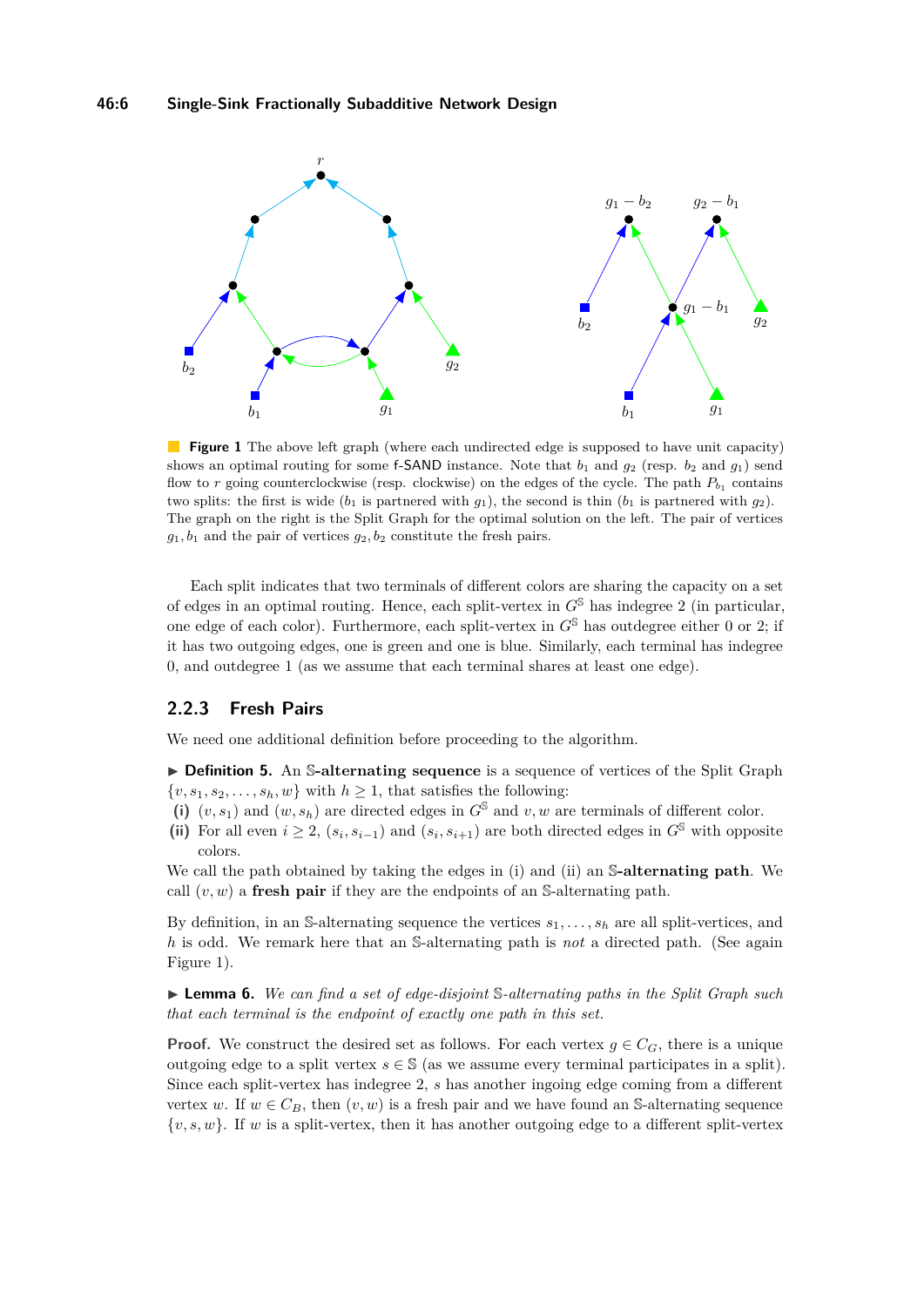**Figure 1** The above left graph (where each undirected edge is supposed to have unit capacity) shows an optimal routing for some f-SAND instance. Note that $b_1$ and $g_2$ (resp. $b_2$ and $g_1$) send flow to $r$ going counterclockwise (resp. clockwise) on the edges of the cycle. The path $P_{b_1}$ contains two splits: the first is wide ($b_1$ is partnered with $g_1$), the second is thin ($b_1$ is partnered with $g_2$). The graph on the right is the Split Graph for the optimal solution on the left. The pair of vertices $g_1, b_1$ and the pair of vertices $g_2, b_2$ constitute the fresh pairs.

Each split indicates that two terminals of different colors are sharing the capacity on a set of edges in an optimal routing. Hence, each split-vertex in $G^{\mathbb{S}}$ has indegree 2 (in particular, one edge of each color). Furthermore, each split-vertex in $G^{\mathbb{S}}$ has outdegree either 0 or 2; if it has two outgoing edges, one is green and one is blue. Similarly, each terminal has indegree 0, and outdegree 1 (as we assume that each terminal shares at least one edge).

### 2.2.3 Fresh Pairs

We need one additional definition before proceeding to the algorithm.

▶ **Definition 5.** An **$\mathbb{S}$-alternating sequence** is a sequence of vertices of the Split Graph $\{v, s_1, s_2, \ldots, s_h, w\}$ with $h \geq 1$, that satisfies the following:

**(i)** $(v, s_1)$ and $(w, s_h)$ are directed edges in $G^{\mathbb{S}}$ and $v, w$ are terminals of different color.

**(ii)** For all even $i \geq 2$, $(s_i, s_{i-1})$ and $(s_i, s_{i+1})$ are both directed edges in $G^{\mathbb{S}}$ with opposite colors.

We call the path obtained by taking the edges in (i) and (ii) an **$\mathbb{S}$-alternating path**. We call $(v, w)$ a **fresh pair** if they are the endpoints of an $\mathbb{S}$-alternating path.

By definition, in an $\mathbb{S}$-alternating sequence the vertices $s_1, \ldots, s_h$ are all split-vertices, and $h$ is odd. We remark here that an $\mathbb{S}$-alternating path is *not* a directed path. (See again Figure 1).

▶ **Lemma 6.** *We can find a set of edge-disjoint $\mathbb{S}$-alternating paths in the Split Graph such that each terminal is the endpoint of exactly one path in this set.*

**Proof.** We construct the desired set as follows. For each vertex $g \in C_G$, there is a unique outgoing edge to a split vertex $s \in \mathbb{S}$ (as we assume every terminal participates in a split). Since each split-vertex has indegree 2, $s$ has another ingoing edge coming from a different vertex $w$. If $w \in C_B$, then $(v, w)$ is a fresh pair and we have found an $\mathbb{S}$-alternating sequence $\{v, s, w\}$. If $w$ is a split-vertex, then it has another outgoing edge to a different split-vertex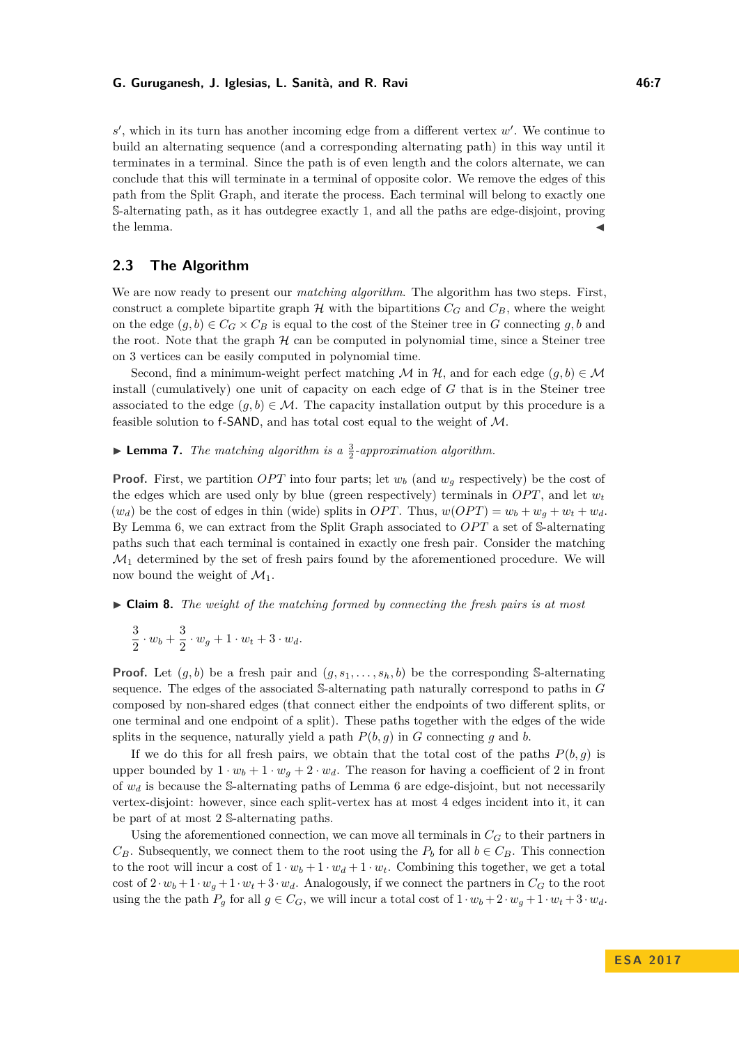$s'$, which in its turn has another incoming edge from a different vertex $w'$. We continue to build an alternating sequence (and a corresponding alternating path) in this way until it terminates in a terminal. Since the path is of even length and the colors alternate, we can conclude that this will terminate in a terminal of opposite color. We remove the edges of this path from the Split Graph, and iterate the process. Each terminal will belong to exactly one $\mathbb{S}$-alternating path, as it has outdegree exactly 1, and all the paths are edge-disjoint, proving the lemma. ◀

## 2.3 The Algorithm

We are now ready to present our *matching algorithm*. The algorithm has two steps. First, construct a complete bipartite graph $\mathcal{H}$ with the bipartitions $C_G$ and $C_B$, where the weight on the edge $(g, b) \in C_G \times C_B$ is equal to the cost of the Steiner tree in $G$ connecting $g, b$ and the root. Note that the graph $\mathcal{H}$ can be computed in polynomial time, since a Steiner tree on 3 vertices can be easily computed in polynomial time.

Second, find a minimum-weight perfect matching $\mathcal{M}$ in $\mathcal{H}$, and for each edge $(g, b) \in \mathcal{M}$ install (cumulatively) one unit of capacity on each edge of $G$ that is in the Steiner tree associated to the edge $(g, b) \in \mathcal{M}$. The capacity installation output by this procedure is a feasible solution to f-SAND, and has total cost equal to the weight of $\mathcal{M}$.

▶ **Lemma 7.** *The matching algorithm is a $\frac{3}{2}$-approximation algorithm.*

**Proof.** First, we partition $OPT$ into four parts; let $w_b$ (and $w_g$ respectively) be the cost of the edges which are used only by blue (green respectively) terminals in $OPT$, and let $w_t$ ($w_d$) be the cost of edges in thin (wide) splits in $OPT$. Thus, $w(OPT) = w_b + w_g + w_t + w_d$. By Lemma 6, we can extract from the Split Graph associated to $OPT$ a set of $\mathbb{S}$-alternating paths such that each terminal is contained in exactly one fresh pair. Consider the matching $\mathcal{M}_1$ determined by the set of fresh pairs found by the aforementioned procedure. We will now bound the weight of $\mathcal{M}_1$.

▶ **Claim 8.** *The weight of the matching formed by connecting the fresh pairs is at most*

$$\frac{3}{2} \cdot w_b + \frac{3}{2} \cdot w_g + 1 \cdot w_t + 3 \cdot w_d.$$

**Proof.** Let $(g, b)$ be a fresh pair and $(g, s_1, \dots, s_h, b)$ be the corresponding $\mathbb{S}$-alternating sequence. The edges of the associated $\mathbb{S}$-alternating path naturally correspond to paths in $G$ composed by non-shared edges (that connect either the endpoints of two different splits, or one terminal and one endpoint of a split). These paths together with the edges of the wide splits in the sequence, naturally yield a path $P(b, g)$ in $G$ connecting $g$ and $b$.

If we do this for all fresh pairs, we obtain that the total cost of the paths $P(b, g)$ is upper bounded by $1 \cdot w_b + 1 \cdot w_g + 2 \cdot w_d$. The reason for having a coefficient of 2 in front of $w_d$ is because the $\mathbb{S}$-alternating paths of Lemma 6 are edge-disjoint, but not necessarily vertex-disjoint: however, since each split-vertex has at most 4 edges incident into it, it can be part of at most 2 $\mathbb{S}$-alternating paths.

Using the aforementioned connection, we can move all terminals in $C_G$ to their partners in $C_B$. Subsequently, we connect them to the root using the $P_b$ for all $b \in C_B$. This connection to the root will incur a cost of $1 \cdot w_b + 1 \cdot w_d + 1 \cdot w_t$. Combining this together, we get a total cost of $2 \cdot w_b + 1 \cdot w_g + 1 \cdot w_t + 3 \cdot w_d$. Analogously, if we connect the partners in $C_G$ to the root using the the path $P_g$ for all $g \in C_G$, we will incur a total cost of $1 \cdot w_b + 2 \cdot w_g + 1 \cdot w_t + 3 \cdot w_d$.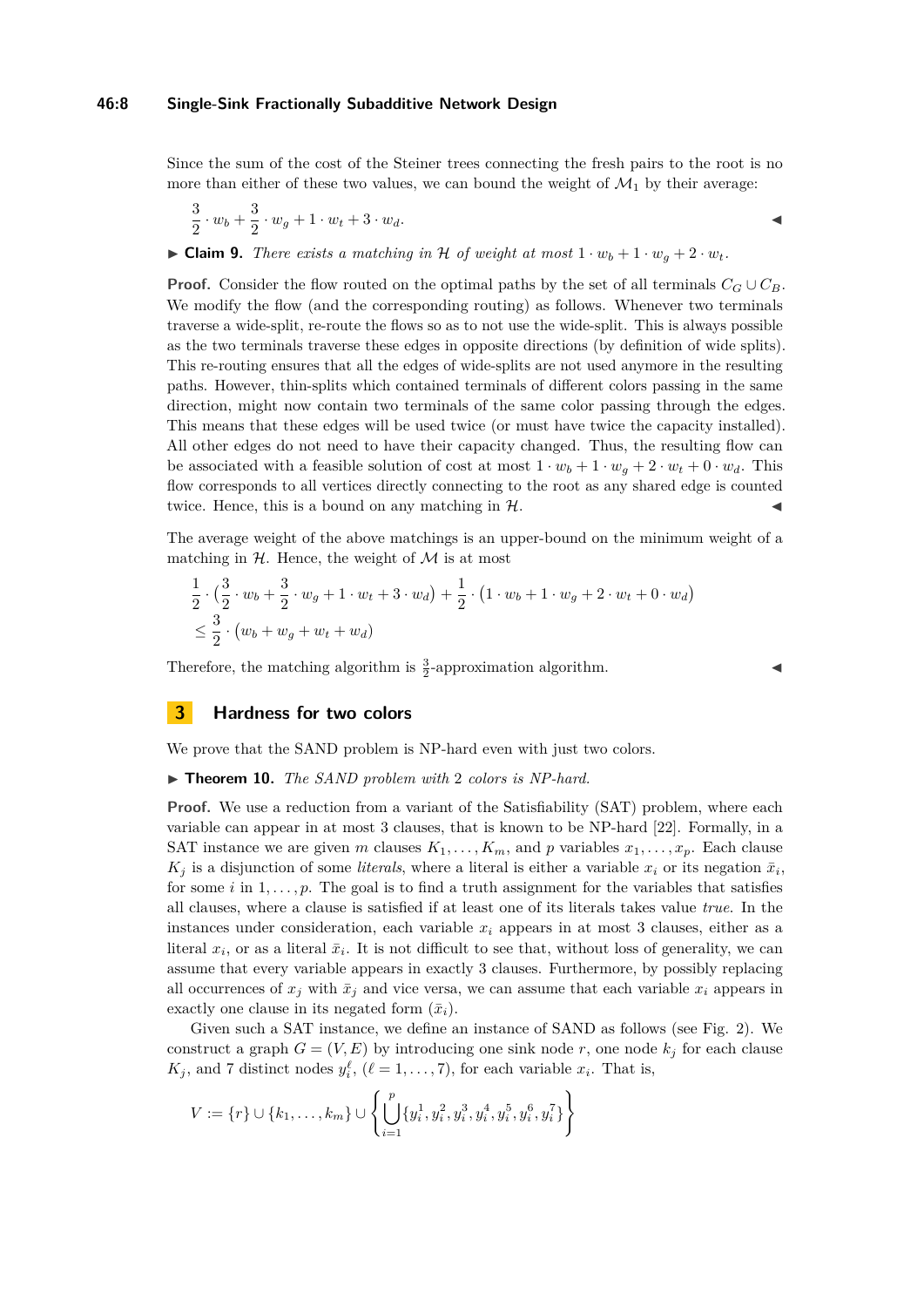Since the sum of the cost of the Steiner trees connecting the fresh pairs to the root is no more than either of these two values, we can bound the weight of $\mathcal{M}_1$ by their average:

$$\frac{3}{2} \cdot w_b + \frac{3}{2} \cdot w_g + 1 \cdot w_t + 3 \cdot w_d.$$ ◀

▶ **Claim 9.** *There exists a matching in $\mathcal{H}$ of weight at most $1 \cdot w_b + 1 \cdot w_g + 2 \cdot w_t$.*

**Proof.** Consider the flow routed on the optimal paths by the set of all terminals $C_G \cup C_B$. We modify the flow (and the corresponding routing) as follows. Whenever two terminals traverse a wide-split, re-route the flows so as to not use the wide-split. This is always possible as the two terminals traverse these edges in opposite directions (by definition of wide splits). This re-routing ensures that all the edges of wide-splits are not used anymore in the resulting paths. However, thin-splits which contained terminals of different colors passing in the same direction, might now contain two terminals of the same color passing through the edges. This means that these edges will be used twice (or must have twice the capacity installed). All other edges do not need to have their capacity changed. Thus, the resulting flow can be associated with a feasible solution of cost at most $1 \cdot w_b + 1 \cdot w_g + 2 \cdot w_t + 0 \cdot w_d$. This flow corresponds to all vertices directly connecting to the root as any shared edge is counted twice. Hence, this is a bound on any matching in $\mathcal{H}$. ◀

The average weight of the above matchings is an upper-bound on the minimum weight of a matching in $\mathcal{H}$. Hence, the weight of $\mathcal{M}$ is at most

$$\frac{1}{2} \cdot \left(\frac{3}{2} \cdot w_b + \frac{3}{2} \cdot w_g + 1 \cdot w_t + 3 \cdot w_d\right) + \frac{1}{2} \cdot \left(1 \cdot w_b + 1 \cdot w_g + 2 \cdot w_t + 0 \cdot w_d\right)$$
$$\leq \frac{3}{2} \cdot (w_b + w_g + w_t + w_d)$$

Therefore, the matching algorithm is $\frac{3}{2}$-approximation algorithm. ◀

# 3 Hardness for two colors

We prove that the SAND problem is NP-hard even with just two colors.

▶ **Theorem 10.** *The SAND problem with 2 colors is NP-hard.*

**Proof.** We use a reduction from a variant of the Satisfiability (SAT) problem, where each variable can appear in at most 3 clauses, that is known to be NP-hard [22]. Formally, in a SAT instance we are given $m$ clauses $K_1, \ldots, K_m$, and $p$ variables $x_1, \ldots, x_p$. Each clause $K_j$ is a disjunction of some *literals*, where a literal is either a variable $x_i$ or its negation $\bar{x}_i$, for some $i$ in $1, \ldots, p$. The goal is to find a truth assignment for the variables that satisfies all clauses, where a clause is satisfied if at least one of its literals takes value *true*. In the instances under consideration, each variable $x_i$ appears in at most 3 clauses, either as a literal $x_i$, or as a literal $\bar{x}_i$. It is not difficult to see that, without loss of generality, we can assume that every variable appears in exactly 3 clauses. Furthermore, by possibly replacing all occurrences of $x_j$ with $\bar{x}_j$ and vice versa, we can assume that each variable $x_i$ appears in exactly one clause in its negated form ($\bar{x}_i$).

Given such a SAT instance, we define an instance of SAND as follows (see Fig. 2). We construct a graph $G = (V, E)$ by introducing one sink node $r$, one node $k_j$ for each clause $K_j$, and 7 distinct nodes $y_i^\ell$, $(\ell = 1, \ldots, 7)$, for each variable $x_i$. That is,

$$V := \{r\} \cup \{k_1, \ldots, k_m\} \cup \left\{ \bigcup_{i=1}^{p} \{y_i^1, y_i^2, y_i^3, y_i^4, y_i^5, y_i^6, y_i^7\} \right\}$$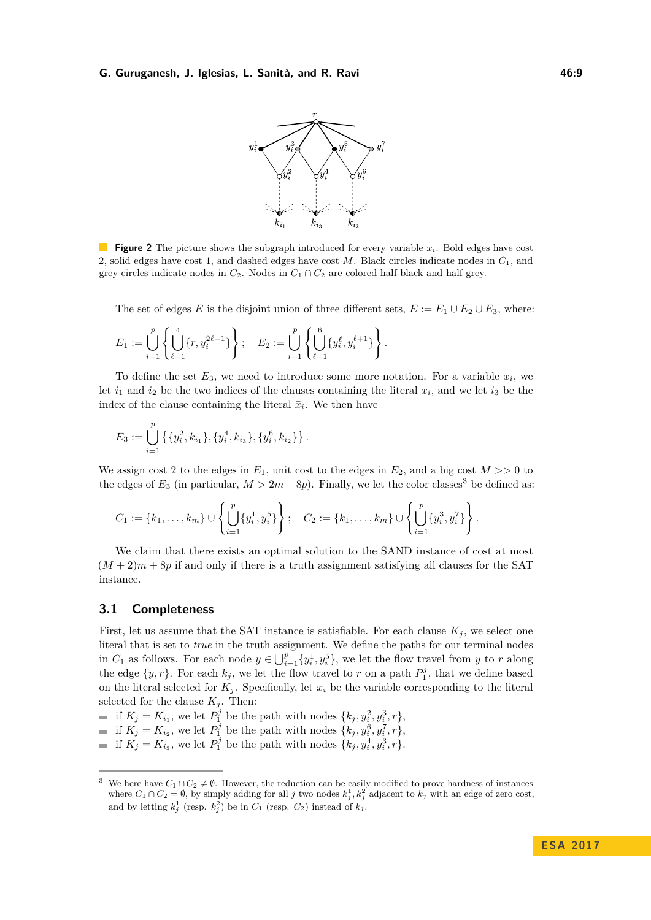**Figure 2** The picture shows the subgraph introduced for every variable $x_i$. Bold edges have cost 2, solid edges have cost 1, and dashed edges have cost $M$. Black circles indicate nodes in $C_1$, and grey circles indicate nodes in $C_2$. Nodes in $C_1 \cap C_2$ are colored half-black and half-grey.

The set of edges $E$ is the disjoint union of three different sets, $E := E_1 \cup E_2 \cup E_3$, where:

$$E_1 := \bigcup_{i=1}^{p} \left\{ \bigcup_{\ell=1}^{4} \{r, y_i^{2\ell-1}\} \right\}; \quad E_2 := \bigcup_{i=1}^{p} \left\{ \bigcup_{\ell=1}^{6} \{y_i^{\ell}, y_i^{\ell+1}\} \right\}.$$

To define the set $E_3$, we need to introduce some more notation. For a variable $x_i$, we let $i_1$ and $i_2$ be the two indices of the clauses containing the literal $x_i$, and we let $i_3$ be the index of the clause containing the literal $\bar{x}_i$. We then have

$$E_3 := \bigcup_{i=1}^{p} \left\{ \{y_i^2, k_{i_1}\}, \{y_i^4, k_{i_3}\}, \{y_i^6, k_{i_2}\} \right\}.$$

We assign cost 2 to the edges in $E_1$, unit cost to the edges in $E_2$, and a big cost $M >> 0$ to the edges of $E_3$ (in particular, $M > 2m + 8p$). Finally, we let the color classes[3] be defined as:

$$C_1 := \{k_1, \ldots, k_m\} \cup \left\{ \bigcup_{i=1}^{p} \{y_i^1, y_i^5\} \right\}; \quad C_2 := \{k_1, \ldots, k_m\} \cup \left\{ \bigcup_{i=1}^{p} \{y_i^3, y_i^7\} \right\}.$$

We claim that there exists an optimal solution to the SAND instance of cost at most $(M+2)m + 8p$ if and only if there is a truth assignment satisfying all clauses for the SAT instance.

## 3.1 Completeness

First, let us assume that the SAT instance is satisfiable. For each clause $K_j$, we select one literal that is set to *true* in the truth assignment. We define the paths for our terminal nodes in $C_1$ as follows. For each node $y \in \bigcup_{i=1}^{p} \{y_i^1, y_i^5\}$, we let the flow travel from $y$ to $r$ along the edge $\{y, r\}$. For each $k_j$, we let the flow travel to $r$ on a path $P_1^j$, that we define based on the literal selected for $K_j$. Specifically, let $x_i$ be the variable corresponding to the literal selected for the clause $K_j$. Then:

- if $K_j = K_{i_1}$, we let $P_1^j$ be the path with nodes $\{k_j, y_i^2, y_i^3, r\}$,
- if $K_j = K_{i_2}$, we let $P_1^j$ be the path with nodes $\{k_j, y_i^6, y_i^7, r\}$,
- if $K_j = K_{i_3}$, we let $P_1^j$ be the path with nodes $\{k_j, y_i^4, y_i^3, r\}$.

[3] We here have $C_1 \cap C_2 \neq \emptyset$. However, the reduction can be easily modified to prove hardness of instances where $C_1 \cap C_2 = \emptyset$, by simply adding for all $j$ two nodes $k_j^1, k_j^2$ adjacent to $k_j$ with an edge of zero cost, and by letting $k_j^1$ (resp. $k_j^2$) be in $C_1$ (resp. $C_2$) instead of $k_j$.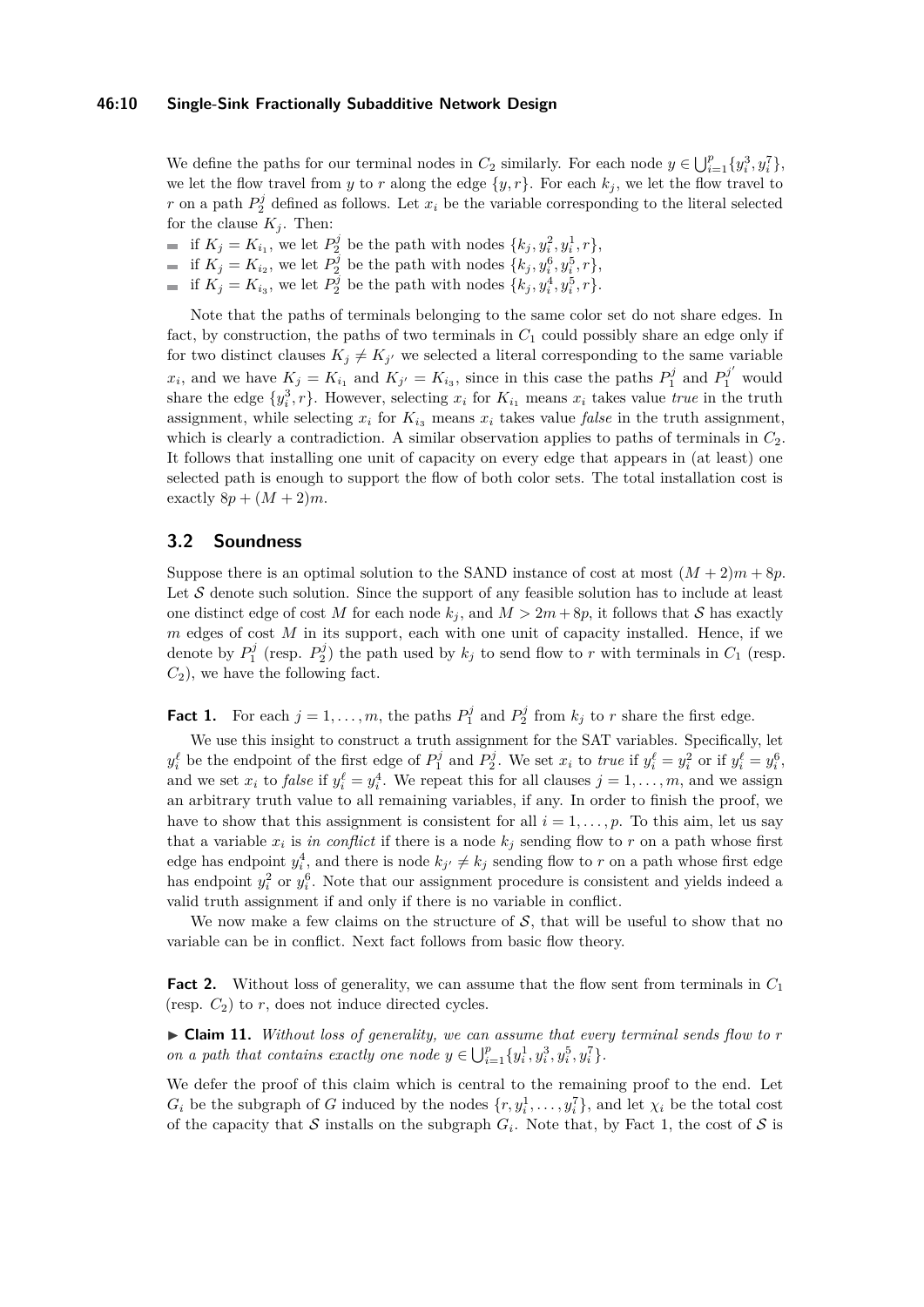We define the paths for our terminal nodes in $C_2$ similarly. For each node $y \in \bigcup_{i=1}^{p}\{y_i^3, y_i^7\}$, we let the flow travel from $y$ to $r$ along the edge $\{y, r\}$. For each $k_j$, we let the flow travel to $r$ on a path $P_2^j$ defined as follows. Let $x_i$ be the variable corresponding to the literal selected for the clause $K_j$. Then:

- if $K_j = K_{i_1}$, we let $P_2^j$ be the path with nodes $\{k_j, y_i^2, y_i^1, r\}$,
- if $K_j = K_{i_2}$, we let $P_2^j$ be the path with nodes $\{k_j, y_i^6, y_i^5, r\}$,
- if $K_j = K_{i_3}$, we let $P_2^j$ be the path with nodes $\{k_j, y_i^4, y_i^5, r\}$.

Note that the paths of terminals belonging to the same color set do not share edges. In fact, by construction, the paths of two terminals in $C_1$ could possibly share an edge only if for two distinct clauses $K_j \neq K_{j'}$ we selected a literal corresponding to the same variable $x_i$, and we have $K_j = K_{i_1}$ and $K_{j'} = K_{i_3}$, since in this case the paths $P_1^j$ and $P_1^{j'}$ would share the edge $\{y_i^3, r\}$. However, selecting $x_i$ for $K_{i_1}$ means $x_i$ takes value *true* in the truth assignment, while selecting $x_i$ for $K_{i_3}$ means $x_i$ takes value *false* in the truth assignment, which is clearly a contradiction. A similar observation applies to paths of terminals in $C_2$. It follows that installing one unit of capacity on every edge that appears in (at least) one selected path is enough to support the flow of both color sets. The total installation cost is exactly $8p + (M + 2)m$.

## 3.2 Soundness

Suppose there is an optimal solution to the SAND instance of cost at most $(M + 2)m + 8p$. Let $\mathcal{S}$ denote such solution. Since the support of any feasible solution has to include at least one distinct edge of cost $M$ for each node $k_j$, and $M > 2m + 8p$, it follows that $\mathcal{S}$ has exactly $m$ edges of cost $M$ in its support, each with one unit of capacity installed. Hence, if we denote by $P_1^j$ (resp. $P_2^j$) the path used by $k_j$ to send flow to $r$ with terminals in $C_1$ (resp. $C_2$), we have the following fact.

**Fact 1.** For each $j = 1, \ldots, m$, the paths $P_1^j$ and $P_2^j$ from $k_j$ to $r$ share the first edge.

We use this insight to construct a truth assignment for the SAT variables. Specifically, let $y_i^\ell$ be the endpoint of the first edge of $P_1^j$ and $P_2^j$. We set $x_i$ to *true* if $y_i^\ell = y_i^2$ or if $y_i^\ell = y_i^6$, and we set $x_i$ to *false* if $y_i^\ell = y_i^4$. We repeat this for all clauses $j = 1, \ldots, m$, and we assign an arbitrary truth value to all remaining variables, if any. In order to finish the proof, we have to show that this assignment is consistent for all $i = 1, \ldots, p$. To this aim, let us say that a variable $x_i$ is *in conflict* if there is a node $k_j$ sending flow to $r$ on a path whose first edge has endpoint $y_i^4$, and there is node $k_{j'} \neq k_j$ sending flow to $r$ on a path whose first edge has endpoint $y_i^2$ or $y_i^6$. Note that our assignment procedure is consistent and yields indeed a valid truth assignment if and only if there is no variable in conflict.

We now make a few claims on the structure of $\mathcal{S}$, that will be useful to show that no variable can be in conflict. Next fact follows from basic flow theory.

**Fact 2.** Without loss of generality, we can assume that the flow sent from terminals in $C_1$ (resp. $C_2$) to $r$, does not induce directed cycles.

▶ **Claim 11.** *Without loss of generality, we can assume that every terminal sends flow to $r$ on a path that contains exactly one node $y \in \bigcup_{i=1}^{p}\{y_i^1, y_i^3, y_i^5, y_i^7\}$.*

We defer the proof of this claim which is central to the remaining proof to the end. Let $G_i$ be the subgraph of $G$ induced by the nodes $\{r, y_i^1, \ldots, y_i^7\}$, and let $\chi_i$ be the total cost of the capacity that $\mathcal{S}$ installs on the subgraph $G_i$. Note that, by Fact 1, the cost of $\mathcal{S}$ is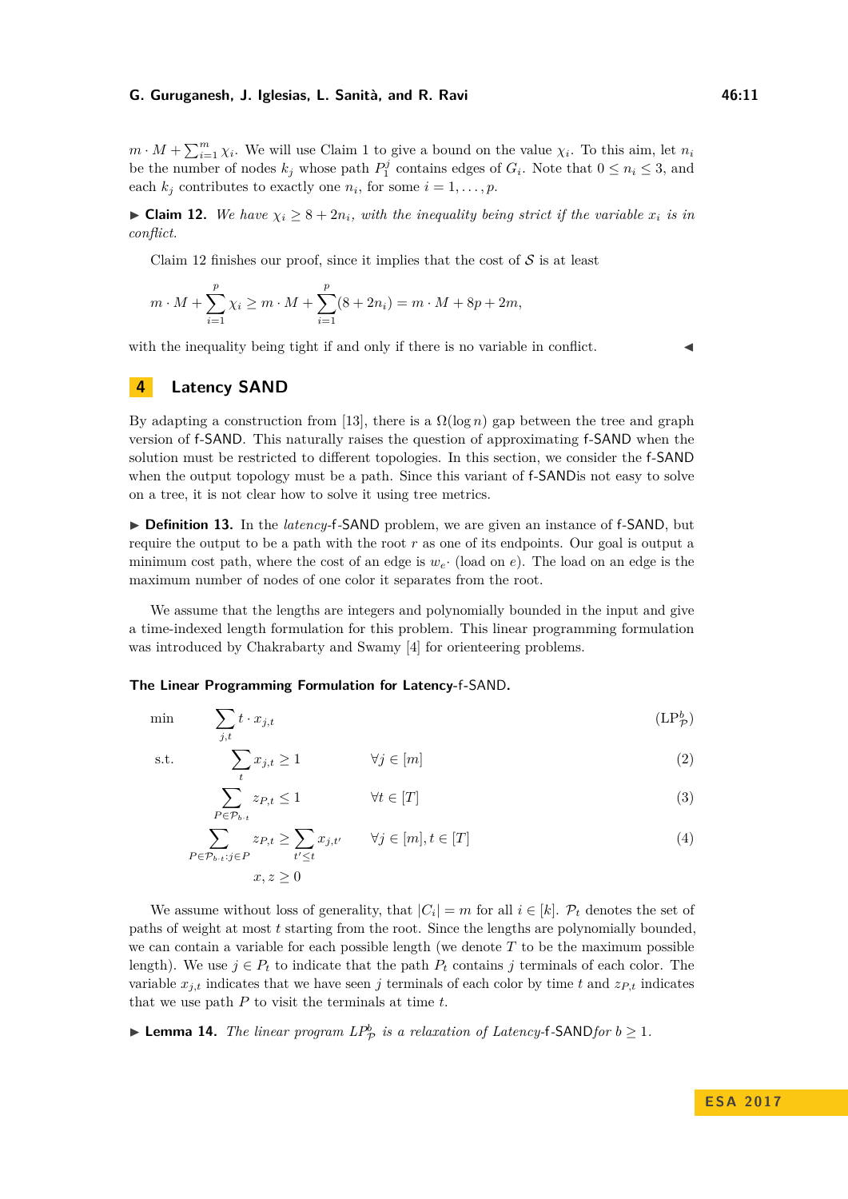$m \cdot M + \sum_{i=1}^{m} \chi_i$. We will use Claim 1 to give a bound on the value $\chi_i$. To this aim, let $n_i$ be the number of nodes $k_j$ whose path $P_1^j$ contains edges of $G_i$. Note that $0 \leq n_i \leq 3$, and each $k_j$ contributes to exactly one $n_i$, for some $i = 1, \ldots, p$.

▶ **Claim 12.** *We have $\chi_i \geq 8 + 2n_i$, with the inequality being strict if the variable $x_i$ is in conflict.*

Claim 12 finishes our proof, since it implies that the cost of $\mathcal{S}$ is at least

$$m \cdot M + \sum_{i=1}^{p} \chi_i \geq m \cdot M + \sum_{i=1}^{p} (8 + 2n_i) = m \cdot M + 8p + 2m,$$

with the inequality being tight if and only if there is no variable in conflict. ◀

## 4 Latency SAND

By adapting a construction from [13], there is a $\Omega(\log n)$ gap between the tree and graph version of f-SAND. This naturally raises the question of approximating f-SAND when the solution must be restricted to different topologies. In this section, we consider the f-SAND when the output topology must be a path. Since this variant of f-SANDis not easy to solve on a tree, it is not clear how to solve it using tree metrics.

▶ **Definition 13.** In the *latency*-f-SAND problem, we are given an instance of f-SAND, but require the output to be a path with the root $r$ as one of its endpoints. Our goal is output a minimum cost path, where the cost of an edge is $w_e \cdot$ (load on $e$). The load on an edge is the maximum number of nodes of one color it separates from the root.

We assume that the lengths are integers and polynomially bounded in the input and give a time-indexed length formulation for this problem. This linear programming formulation was introduced by Chakrabarty and Swamy [4] for orienteering problems.

### The Linear Programming Formulation for Latency-f-SAND.

$$\min \quad \sum_{j,t} t \cdot x_{j,t} \tag{$\mathrm{LP}_{\mathcal{P}}^{b}$}$$

$$\text{s.t.} \quad \sum_{t} x_{j,t} \geq 1 \qquad \forall j \in [m] \tag{2}$$

$$\sum_{P \in \mathcal{P}_{b \cdot t}} z_{P,t} \leq 1 \qquad \forall t \in [T] \tag{3}$$

$$\sum_{P \in \mathcal{P}_{b \cdot t} : j \in P} z_{P,t} \geq \sum_{t' \leq t} x_{j,t'} \qquad \forall j \in [m], t \in [T] \tag{4}$$

$$x, z \geq 0$$

We assume without loss of generality, that $|C_i| = m$ for all $i \in [k]$. $\mathcal{P}_t$ denotes the set of paths of weight at most $t$ starting from the root. Since the lengths are polynomially bounded, we can contain a variable for each possible length (we denote $T$ to be the maximum possible length). We use $j \in P_t$ to indicate that the path $P_t$ contains $j$ terminals of each color. The variable $x_{j,t}$ indicates that we have seen $j$ terminals of each color by time $t$ and $z_{P,t}$ indicates that we use path $P$ to visit the terminals at time $t$.

▶ **Lemma 14.** *The linear program $LP_{\mathcal{P}}^{b}$ is a relaxation of Latency-f-SANDfor $b \geq 1$.*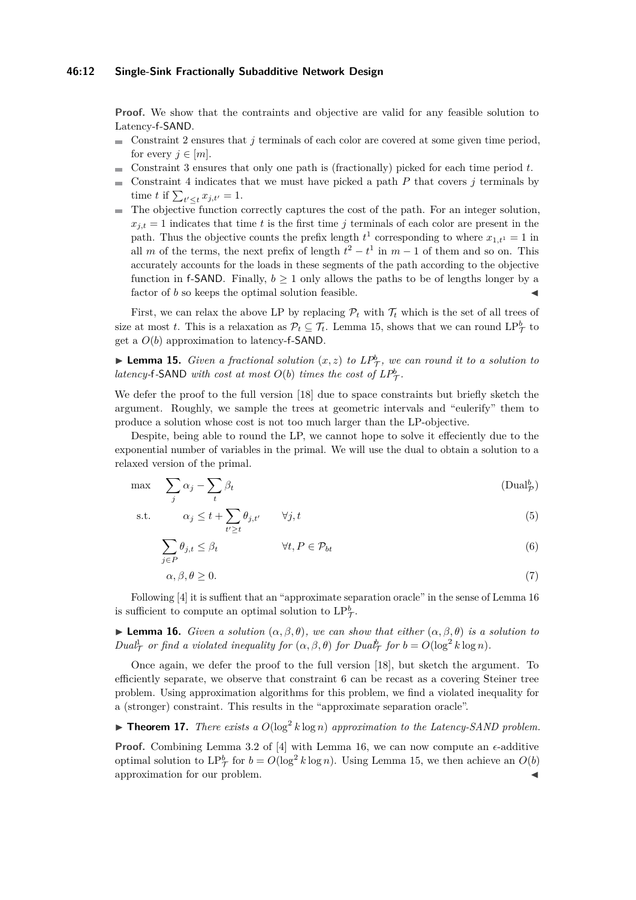**Proof.** We show that the contraints and objective are valid for any feasible solution to Latency-f-SAND.

- Constraint 2 ensures that $j$ terminals of each color are covered at some given time period, for every $j \in [m]$.
- Constraint 3 ensures that only one path is (fractionally) picked for each time period $t$.
- Constraint 4 indicates that we must have picked a path $P$ that covers $j$ terminals by time $t$ if $\sum_{t' \leq t} x_{j,t'} = 1$.
- The objective function correctly captures the cost of the path. For an integer solution, $x_{j,t} = 1$ indicates that time $t$ is the first time $j$ terminals of each color are present in the path. Thus the objective counts the prefix length $t^1$ corresponding to where $x_{1,t^1} = 1$ in all $m$ of the terms, the next prefix of length $t^2 - t^1$ in $m-1$ of them and so on. This accurately accounts for the loads in these segments of the path according to the objective function in f-SAND. Finally, $b \geq 1$ only allows the paths to be of lengths longer by a factor of $b$ so keeps the optimal solution feasible. ◀

First, we can relax the above LP by replacing $\mathcal{P}_t$ with $\mathcal{T}_t$ which is the set of all trees of size at most $t$. This is a relaxation as $\mathcal{P}_t \subseteq \mathcal{T}_t$. Lemma 15, shows that we can round $\mathrm{LP}^b_{\mathcal{T}}$ to get a $O(b)$ approximation to latency-f-SAND.

▶ **Lemma 15.** *Given a fractional solution $(x, z)$ to $LP^b_{\mathcal{T}}$, we can round it to a solution to latency-f-SAND with cost at most $O(b)$ times the cost of $LP^b_{\mathcal{T}}$.*

We defer the proof to the full version [18] due to space constraints but briefly sketch the argument. Roughly, we sample the trees at geometric intervals and "eulerify" them to produce a solution whose cost is not too much larger than the LP-objective.

Despite, being able to round the LP, we cannot hope to solve it effeciently due to the exponential number of variables in the primal. We will use the dual to obtain a solution to a relaxed version of the primal.

$$\max \quad \sum_j \alpha_j - \sum_t \beta_t \qquad (\mathrm{Dual}^b_{\mathcal{P}})$$

$$\text{s.t.} \qquad \alpha_j \leq t + \sum_{t' \geq t} \theta_{j,t'} \qquad \forall j, t \qquad (5)$$

$$\sum_{j \in P} \theta_{j,t} \leq \beta_t \qquad \forall t, P \in \mathcal{P}_{bt} \qquad (6)$$

$$\alpha, \beta, \theta \geq 0. \qquad (7)$$

Following [4] it is suffient that an "approximate separation oracle" in the sense of Lemma 16 is sufficient to compute an optimal solution to $\mathrm{LP}^b_{\mathcal{T}}$.

▶ **Lemma 16.** *Given a solution $(\alpha, \beta, \theta)$, we can show that either $(\alpha, \beta, \theta)$ is a solution to $Dual^1_{\mathcal{T}}$ or find a violated inequality for $(\alpha, \beta, \theta)$ for $Dual^b_{\mathcal{T}}$ for $b = O(\log^2 k \log n)$.*

Once again, we defer the proof to the full version [18], but sketch the argument. To efficiently separate, we observe that constraint 6 can be recast as a covering Steiner tree problem. Using approximation algorithms for this problem, we find a violated inequality for a (stronger) constraint. This results in the "approximate separation oracle".

▶ **Theorem 17.** *There exists a $O(\log^2 k \log n)$ approximation to the Latency-SAND problem.*

**Proof.** Combining Lemma 3.2 of [4] with Lemma 16, we can now compute an $\epsilon$-additive optimal solution to $\mathrm{LP}^b_{\mathcal{T}}$ for $b = O(\log^2 k \log n)$. Using Lemma 15, we then achieve an $O(b)$ approximation for our problem. ◀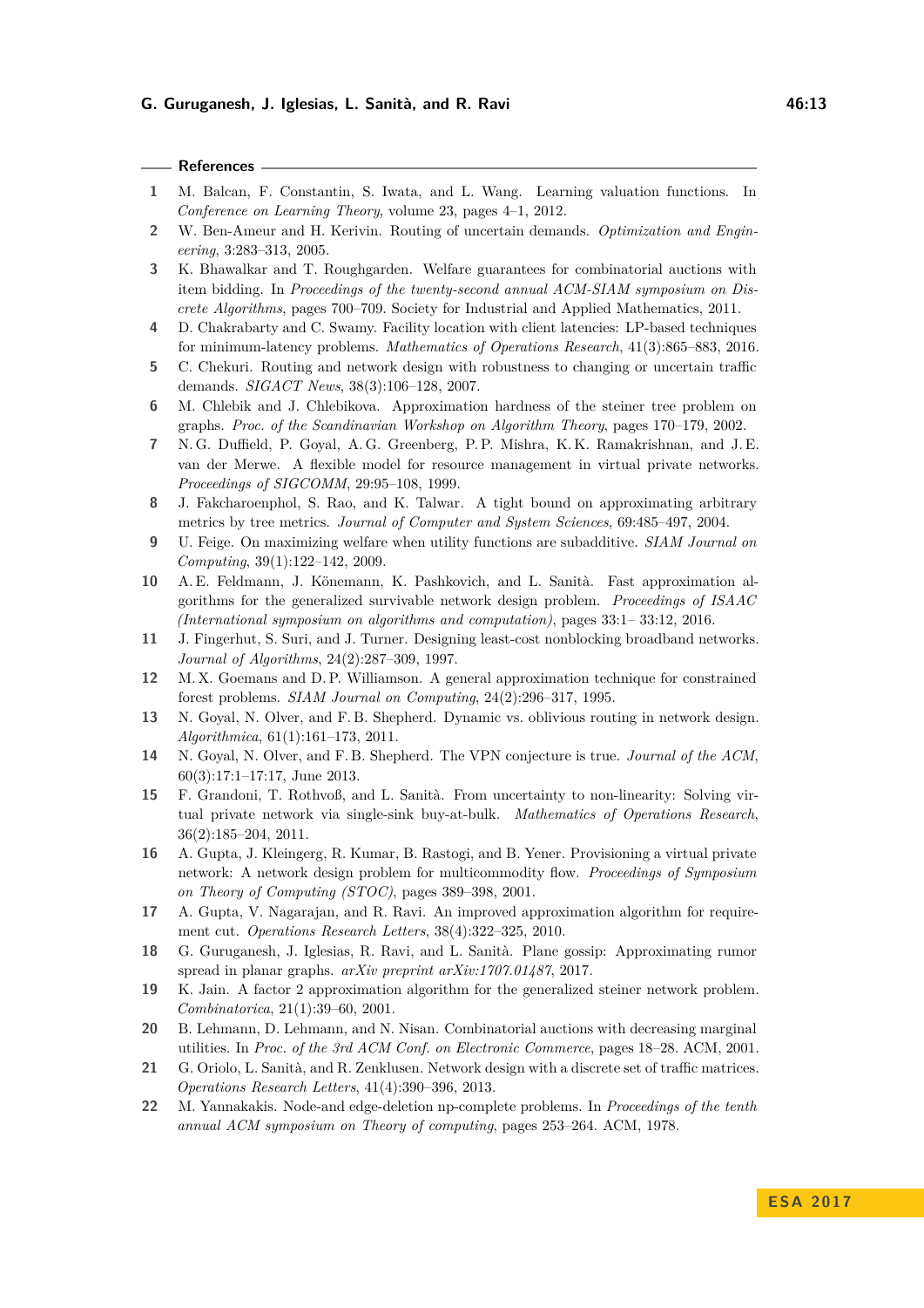## References

1. M. Balcan, F. Constantin, S. Iwata, and L. Wang. Learning valuation functions. In *Conference on Learning Theory*, volume 23, pages 4–1, 2012.
2. W. Ben-Ameur and H. Kerivin. Routing of uncertain demands. *Optimization and Engineering*, 3:283–313, 2005.
3. K. Bhawalkar and T. Roughgarden. Welfare guarantees for combinatorial auctions with item bidding. In *Proceedings of the twenty-second annual ACM-SIAM symposium on Discrete Algorithms*, pages 700–709. Society for Industrial and Applied Mathematics, 2011.
4. D. Chakrabarty and C. Swamy. Facility location with client latencies: LP-based techniques for minimum-latency problems. *Mathematics of Operations Research*, 41(3):865–883, 2016.
5. C. Chekuri. Routing and network design with robustness to changing or uncertain traffic demands. *SIGACT News*, 38(3):106–128, 2007.
6. M. Chlebik and J. Chlebikova. Approximation hardness of the steiner tree problem on graphs. *Proc. of the Scandinavian Workshop on Algorithm Theory*, pages 170–179, 2002.
7. N. G. Duffield, P. Goyal, A. G. Greenberg, P. P. Mishra, K. K. Ramakrishnan, and J. E. van der Merwe. A flexible model for resource management in virtual private networks. *Proceedings of SIGCOMM*, 29:95–108, 1999.
8. J. Fakcharoenphol, S. Rao, and K. Talwar. A tight bound on approximating arbitrary metrics by tree metrics. *Journal of Computer and System Sciences*, 69:485–497, 2004.
9. U. Feige. On maximizing welfare when utility functions are subadditive. *SIAM Journal on Computing*, 39(1):122–142, 2009.
10. A. E. Feldmann, J. Könemann, K. Pashkovich, and L. Sanità. Fast approximation algorithms for the generalized survivable network design problem. *Proceedings of ISAAC (International symposium on algorithms and computation)*, pages 33:1– 33:12, 2016.
11. J. Fingerhut, S. Suri, and J. Turner. Designing least-cost nonblocking broadband networks. *Journal of Algorithms*, 24(2):287–309, 1997.
12. M. X. Goemans and D. P. Williamson. A general approximation technique for constrained forest problems. *SIAM Journal on Computing*, 24(2):296–317, 1995.
13. N. Goyal, N. Olver, and F. B. Shepherd. Dynamic vs. oblivious routing in network design. *Algorithmica*, 61(1):161–173, 2011.
14. N. Goyal, N. Olver, and F. B. Shepherd. The VPN conjecture is true. *Journal of the ACM*, 60(3):17:1–17:17, June 2013.
15. F. Grandoni, T. Rothvoß, and L. Sanità. From uncertainty to non-linearity: Solving virtual private network via single-sink buy-at-bulk. *Mathematics of Operations Research*, 36(2):185–204, 2011.
16. A. Gupta, J. Kleingerg, R. Kumar, B. Rastogi, and B. Yener. Provisioning a virtual private network: A network design problem for multicommodity flow. *Proceedings of Symposium on Theory of Computing (STOC)*, pages 389–398, 2001.
17. A. Gupta, V. Nagarajan, and R. Ravi. An improved approximation algorithm for requirement cut. *Operations Research Letters*, 38(4):322–325, 2010.
18. G. Guruganesh, J. Iglesias, R. Ravi, and L. Sanità. Plane gossip: Approximating rumor spread in planar graphs. *arXiv preprint arXiv:1707.01487*, 2017.
19. K. Jain. A factor 2 approximation algorithm for the generalized steiner network problem. *Combinatorica*, 21(1):39–60, 2001.
20. B. Lehmann, D. Lehmann, and N. Nisan. Combinatorial auctions with decreasing marginal utilities. In *Proc. of the 3rd ACM Conf. on Electronic Commerce*, pages 18–28. ACM, 2001.
21. G. Oriolo, L. Sanità, and R. Zenklusen. Network design with a discrete set of traffic matrices. *Operations Research Letters*, 41(4):390–396, 2013.
22. M. Yannakakis. Node-and edge-deletion np-complete problems. In *Proceedings of the tenth annual ACM symposium on Theory of computing*, pages 253–264. ACM, 1978.